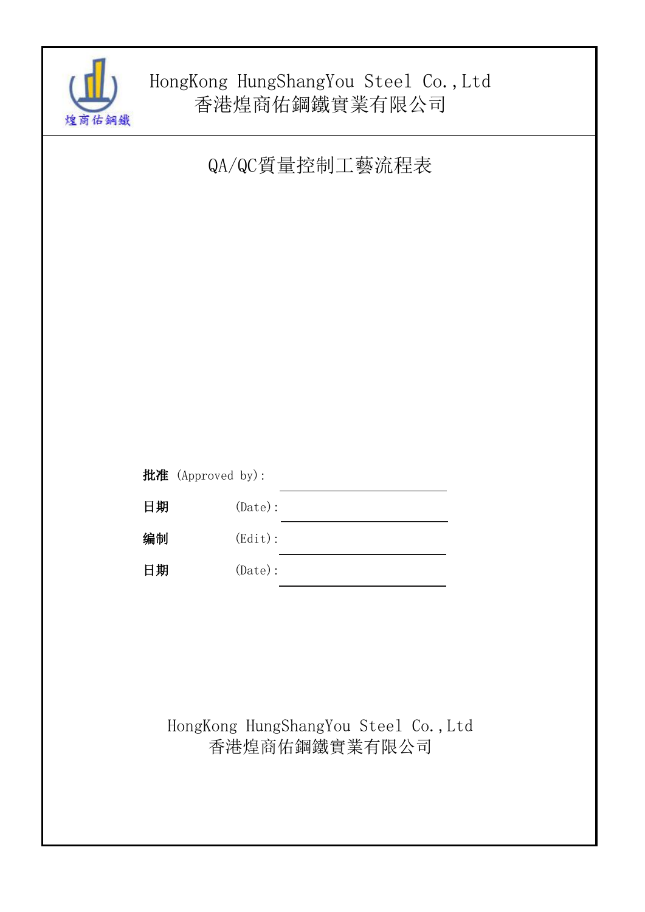HongKong HungShangYou Steel Co.,Ltd
香港煌商佑鋼鐵實業有限公司

# QA/QC質量控制工藝流程表

**批准** (Approved by): ______________________

**日期** (Date): ______________________

**编制** (Edit): ______________________

**日期** (Date): ______________________

HongKong HungShangYou Steel Co.,Ltd
香港煌商佑鋼鐵實業有限公司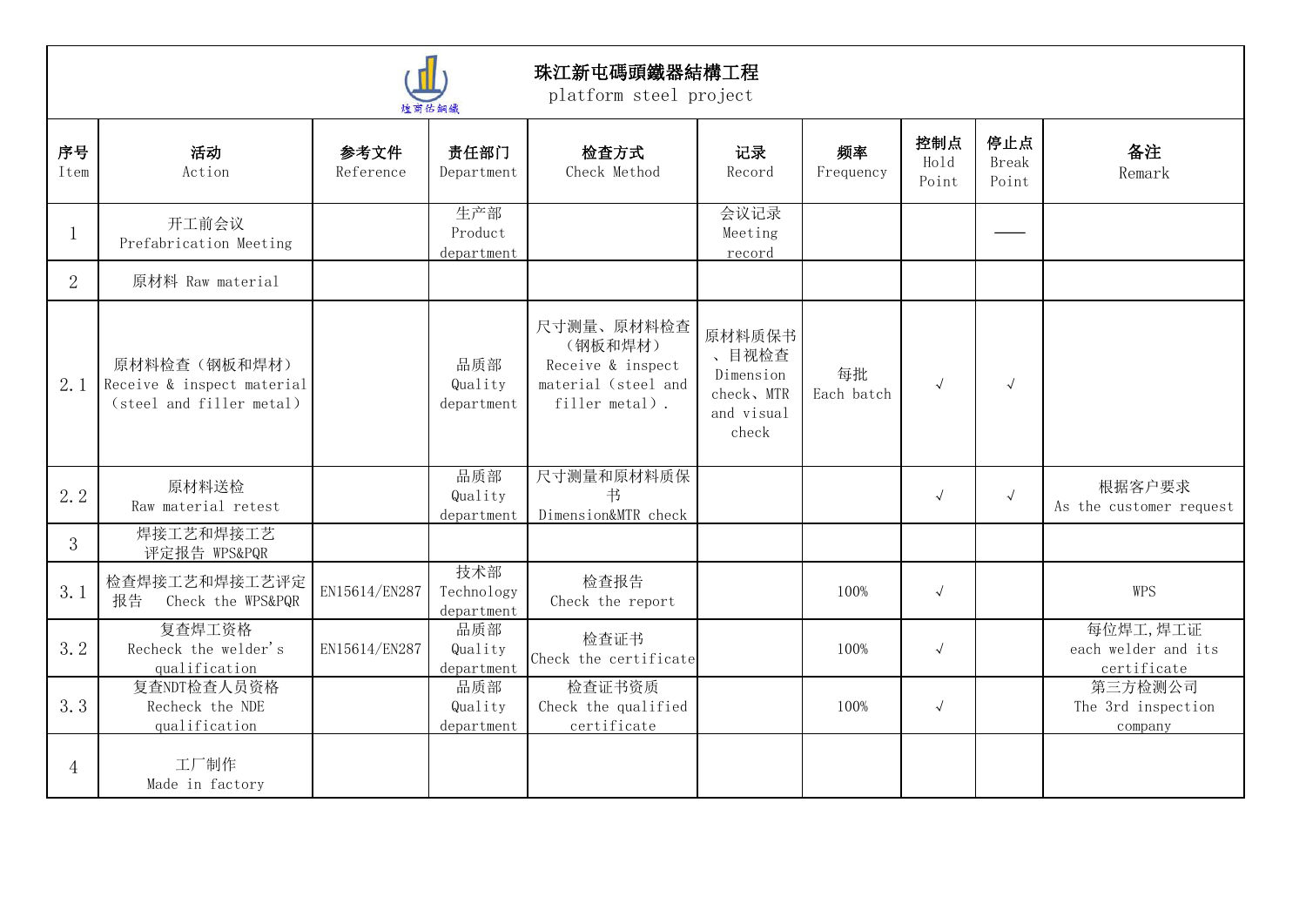# 珠江新屯碼頭鐵器結構工程

platform steel project

| 序号 Item | 活动 Action | 参考文件 Reference | 责任部门 Department | 检查方式 Check Method | 记录 Record | 频率 Frequency | 控制点 Hold Point | 停止点 Break Point | 备注 Remark |
|---|---|---|---|---|---|---|---|---|---|
| 1 | 开工前会议 Prefabrication Meeting | | 生产部 Product department | | 会议记录 Meeting record | | | —— | |
| 2 | 原材料 Raw material | | | | | | | | |
| 2.1 | 原材料检查（钢板和焊材） Receive & inspect material (steel and filler metal) | | 品质部 Quality department | 尺寸测量、原材料检查（钢板和焊材） Receive & inspect material (steel and filler metal). | 原材料质保书、目视检查 Dimension check、MTR and visual check | 每批 Each batch | √ | √ | |
| 2.2 | 原材料送检 Raw material retest | | 品质部 Quality department | 尺寸测量和原材料质保书 Dimension&MTR check | | | √ | √ | 根据客户要求 As the customer request |
| 3 | 焊接工艺和焊接工艺评定报告 WPS&PQR | | | | | | | | |
| 3.1 | 检查焊接工艺和焊接工艺评定报告 Check the WPS&PQR | EN15614/EN287 | 技术部 Technology department | 检查报告 Check the report | | 100% | √ | | WPS |
| 3.2 | 复查焊工资格 Recheck the welder's qualification | EN15614/EN287 | 品质部 Quality department | 检查证书 Check the certificate | | 100% | √ | | 每位焊工,焊工证 each welder and its certificate |
| 3.3 | 复查NDT检查人员资格 Recheck the NDE qualification | | 品质部 Quality department | 检查证书资质 Check the qualified certificate | | 100% | √ | | 第三方检测公司 The 3rd inspection company |
| 4 | 工厂制作 Made in factory | | | | | | | | |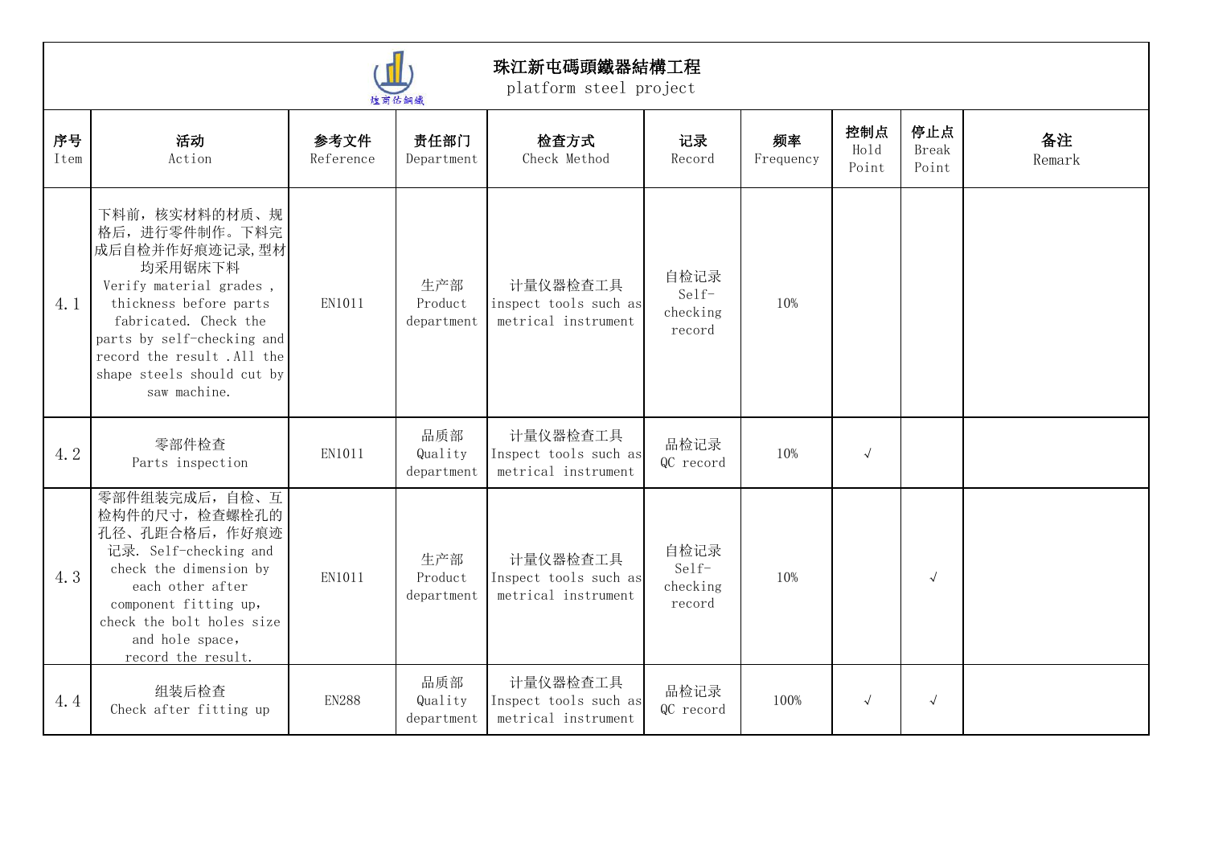# 珠江新屯碼頭鐵器結構工程

platform steel project

| 序号 Item | 活动 Action | 参考文件 Reference | 责任部门 Department | 检查方式 Check Method | 记录 Record | 频率 Frequency | 控制点 Hold Point | 停止点 Break Point | 备注 Remark |
|---|---|---|---|---|---|---|---|---|---|
| 4.1 | 下料前，核实材料的材质、规格后，进行零件制作。下料完成后自检并作好痕迹记录,型材均采用锯床下料 Verify material grades , thickness before parts fabricated. Check the parts by self-checking and record the result .All the shape steels should cut by saw machine. | EN1011 | 生产部 Product department | 计量仪器检查工具 inspect tools such as metrical instrument | 自检记录 Self-checking record | 10% | | | |
| 4.2 | 零部件检查 Parts inspection | EN1011 | 品质部 Quality department | 计量仪器检查工具 Inspect tools such as metrical instrument | 品检记录 QC record | 10% | √ | | |
| 4.3 | 零部件组装完成后，自检、互检构件的尺寸，检查螺栓孔的孔径、孔距合格后，作好痕迹记录. Self-checking and check the dimension by each other after component fitting up, check the bolt holes size and hole space, record the result. | EN1011 | 生产部 Product department | 计量仪器检查工具 Inspect tools such as metrical instrument | 自检记录 Self-checking record | 10% | | √ | |
| 4.4 | 组装后检查 Check after fitting up | EN288 | 品质部 Quality department | 计量仪器检查工具 Inspect tools such as metrical instrument | 品检记录 QC record | 100% | √ | √ | |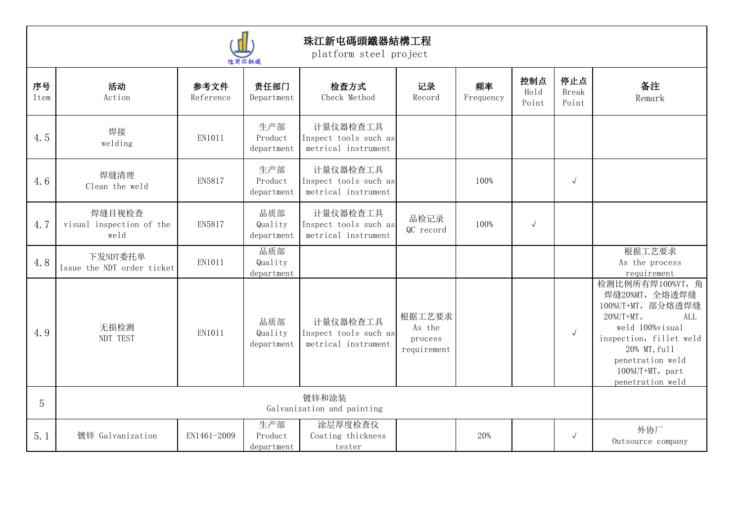# 珠江新屯碼頭鐵器結構工程

platform steel project

| 序号 Item | 活动 Action | 参考文件 Reference | 责任部门 Department | 检查方式 Check Method | 记录 Record | 频率 Frequency | 控制点 Hold Point | 停止点 Break Point | 备注 Remark |
|---|---|---|---|---|---|---|---|---|---|
| 4.5 | 焊接 welding | EN1011 | 生产部 Product department | 计量仪器检查工具 Inspect tools such as metrical instrument | | | | | |
| 4.6 | 焊缝清理 Clean the weld | EN5817 | 生产部 Product department | 计量仪器检查工具 Inspect tools such as metrical instrument | | 100% | | √ | |
| 4.7 | 焊缝目视检查 visual inspection of the weld | EN5817 | 品质部 Quality department | 计量仪器检查工具 Inspect tools such as metrical instrument | 品检记录 QC record | 100% | √ | | |
| 4.8 | 下发NDT委托单 Issue the NDT order ticket | EN1011 | 品质部 Quality department | | | | | | 根据工艺要求 As the process requirement |
| 4.9 | 无损检测 NDT TEST | EN1011 | 品质部 Quality department | 计量仪器检查工具 Inspect tools such as metrical instrument | 根据工艺要求 As the process requirement | | | √ | 检测比例所有焊100%VT，角焊缝20%MT，全熔透焊缝100%UT+MT，部分熔透焊缝20%UT+MT。 ALL weld 100%visual inspection，fillet weld 20% MT,full penetration weld 100%UT+MT，part penetration weld |
| 5 | 镀锌和涂装 Galvanization and painting | | | | | | | | |
| 5.1 | 镀锌 Galvanization | EN1461-2009 | 生产部 Product department | 涂层厚度检查仪 Coating thickness tester | | 20% | | √ | 外协厂 Outsource company |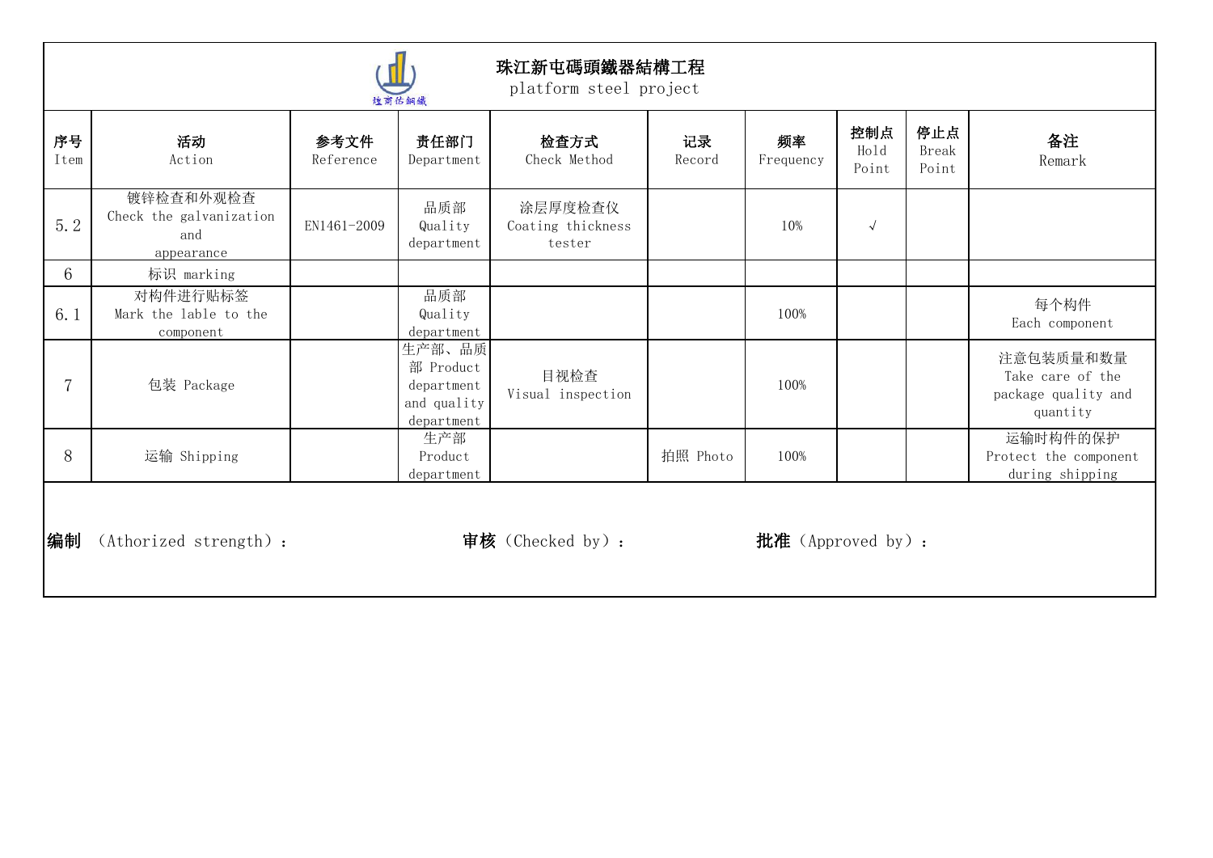**珠江新屯碼頭鐵器結構工程**

platform steel project

| 序号 Item | 活动 Action | 参考文件 Reference | 责任部门 Department | 检查方式 Check Method | 记录 Record | 频率 Frequency | 控制点 Hold Point | 停止点 Break Point | 备注 Remark |
|---|---|---|---|---|---|---|---|---|---|
| 5.2 | 镀锌检查和外观检查 Check the galvanization and appearance | EN1461-2009 | 品质部 Quality department | 涂层厚度检查仪 Coating thickness tester | | 10% | √ | | |
| 6 | 标识 marking | | | | | | | | |
| 6.1 | 对构件进行贴标签 Mark the lable to the component | | 品质部 Quality department | | | 100% | | | 每个构件 Each component |
| 7 | 包装 Package | | 生产部、品质部 Product department and quality department | 目视检查 Visual inspection | | 100% | | | 注意包装质量和数量 Take care of the package quality and quantity |
| 8 | 运输 Shipping | | 生产部 Product department | | 拍照 Photo | 100% | | | 运输时构件的保护 Protect the component during shipping |

**编制**（Athorized strength）：　　　　**审核**（Checked by）：　　　　**批准**（Approved by）：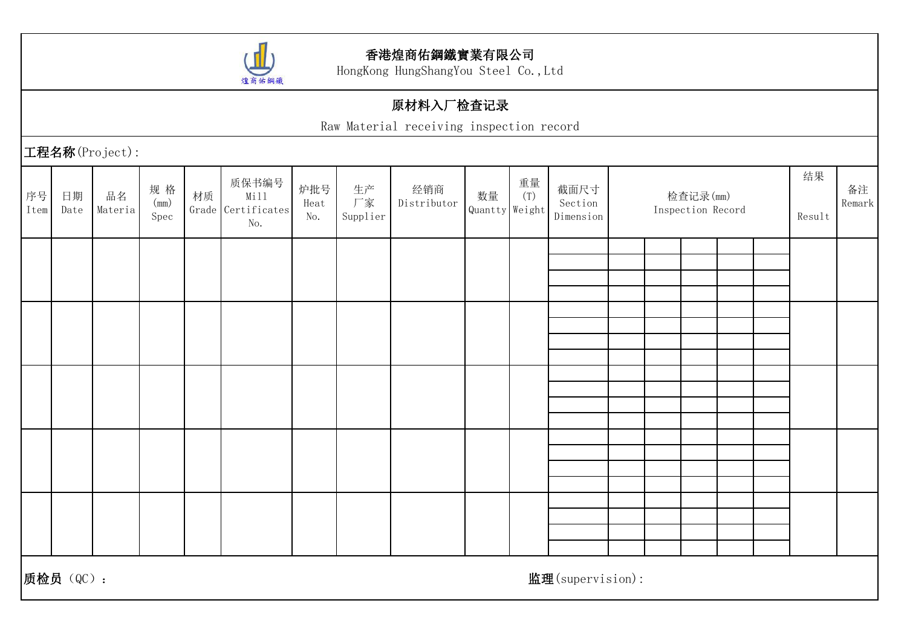**香港煌商佑鋼鐵實業有限公司**
HongKong HungShangYou Steel Co.,Ltd

# 原材料入厂检查记录

Raw Material receiving inspection record

**工程名称**(Project):

| 序号 Item | 日期 Date | 品名 Materia | 规 格 (mm) Spec | 材质 Grade | 质保书编号 Mill Certificates No. | 炉批号 Heat No. | 生产 厂家 Supplier | 经销商 Distributor | 数量 Quantty | 重量 (T) Weight | 截面尺寸 Section Dimension | 检查记录(mm) Inspection Record | | | | | 结果 Result | 备注 Remark |
|---|---|---|---|---|---|---|---|---|---|---|---|---|---|---|---|---|---|---|
| | | | | | | | | | | | | | | | | | | |
| | | | | | | | | | | | | | | | | | | |
| | | | | | | | | | | | | | | | | | | |
| | | | | | | | | | | | | | | | | | | |
| | | | | | | | | | | | | | | | | | | |

**质检员**（QC）：

**监理**(supervision):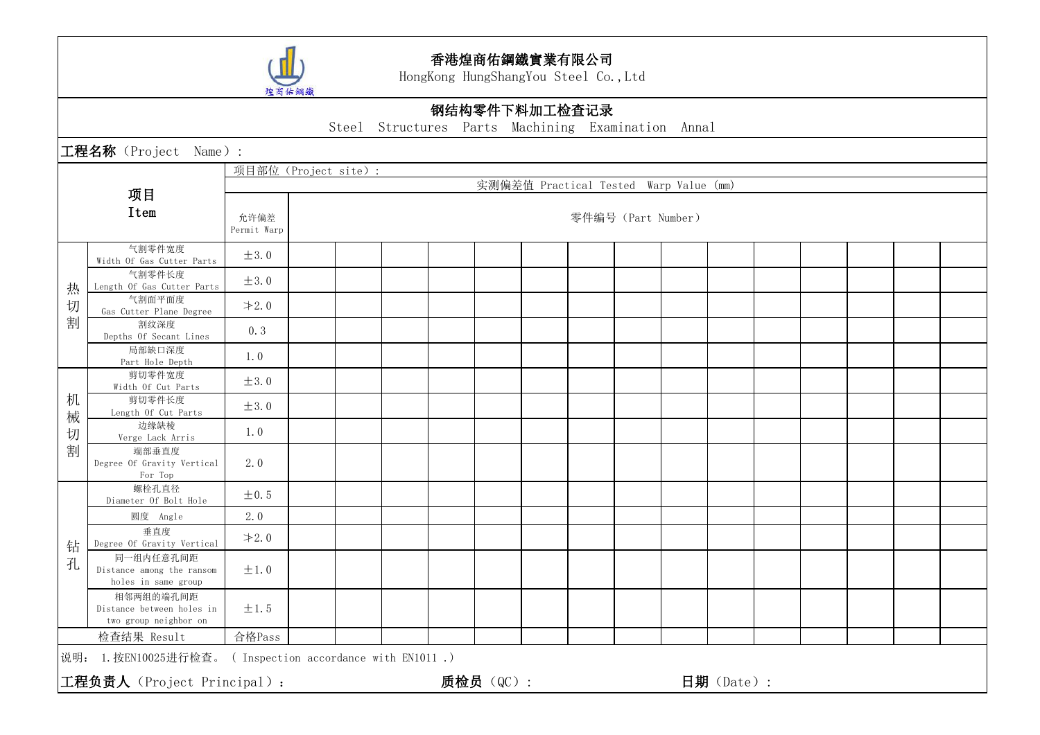# 香港煌商佑鋼鐵實業有限公司

HongKong HungShangYou Steel Co.,Ltd

## 钢结构零件下料加工检查记录

Steel Structures Parts Machining Examination Annal

**工程名称**（Project Name）:

| 项目 Item | | 项目部位（Project site）: | | | | | | | | | | | | | | |
|---|---|---|---|---|---|---|---|---|---|---|---|---|---|---|---|---|
| | | | 实测偏差值 Practical Tested Warp Value (mm) | | | | | | | | | | | | | |
| | | 允许偏差 Permit Warp | 零件编号（Part Number） | | | | | | | | | | | | | |
| 热切割 | 气割零件宽度 Width Of Gas Cutter Parts | ±3.0 | | | | | | | | | | | | | | |
| | 气割零件长度 Length Of Gas Cutter Parts | ±3.0 | | | | | | | | | | | | | | |
| | 气割面平面度 Gas Cutter Plane Degree | ≯2.0 | | | | | | | | | | | | | | |
| | 割纹深度 Depths Of Secant Lines | 0.3 | | | | | | | | | | | | | | |
| | 局部缺口深度 Part Hole Depth | 1.0 | | | | | | | | | | | | | | |
| 机械切割 | 剪切零件宽度 Width Of Cut Parts | ±3.0 | | | | | | | | | | | | | | |
| | 剪切零件长度 Length Of Cut Parts | ±3.0 | | | | | | | | | | | | | | |
| | 边缘缺棱 Verge Lack Arris | 1.0 | | | | | | | | | | | | | | |
| | 端部垂直度 Degree Of Gravity Vertical For Top | 2.0 | | | | | | | | | | | | | | |
| 钻孔 | 螺栓孔直径 Diameter Of Bolt Hole | ±0.5 | | | | | | | | | | | | | | |
| | 圆度 Angle | 2.0 | | | | | | | | | | | | | | |
| | 垂直度 Degree Of Gravity Vertical | ≯2.0 | | | | | | | | | | | | | | |
| | 同一组内任意孔间距 Distance among the ransom holes in same group | ±1.0 | | | | | | | | | | | | | | |
| | 相邻两组的端孔间距 Distance between holes in two group neighbor on | ±1.5 | | | | | | | | | | | | | | |
| 检查结果 Result | | 合格Pass | | | | | | | | | | | | | | |

说明： 1.按EN10025进行检查。（Inspection accordance with EN1011 .）

**工程负责人**（Project Principal）： **质检员**（QC）: **日期**（Date）: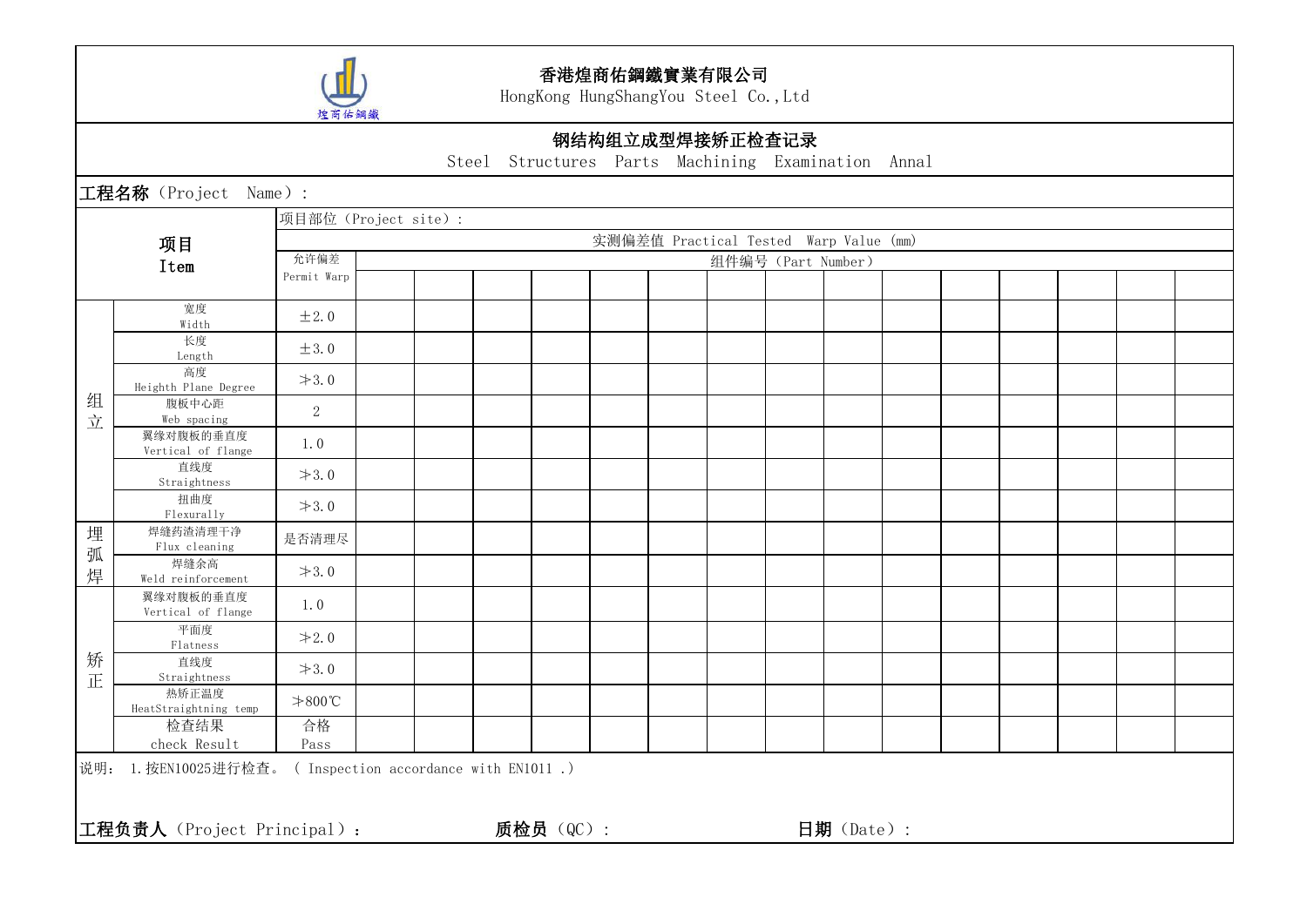# 香港煌商佑鋼鐵實業有限公司

HongKong HungShangYou Steel Co.,Ltd

## 钢结构组立成型焊接矫正检查记录

Steel Structures Parts Machining Examination Annal

**工程名称**（Project Name）:

| 项目 Item | | 允许偏差 Permit Warp | 实测偏差值 Practical Tested Warp Value (mm) | | | | | | | | | | | | | | |
|---|---|---|---|---|---|---|---|---|---|---|---|---|---|---|---|---|---|
| | | 项目部位（Project site）: | 组件编号（Part Number） | | | | | | | | | | | | | | |
| | | | | | | | | | | | | | | | | | |
| 组立 | 宽度 Width | ±2.0 | | | | | | | | | | | | | | | |
| | 长度 Length | ±3.0 | | | | | | | | | | | | | | | |
| | 高度 Heighth Plane Degree | ≯3.0 | | | | | | | | | | | | | | | |
| | 腹板中心距 Web spacing | 2 | | | | | | | | | | | | | | | |
| | 翼缘对腹板的垂直度 Vertical of flange | 1.0 | | | | | | | | | | | | | | | |
| | 直线度 Straightness | ≯3.0 | | | | | | | | | | | | | | | |
| | 扭曲度 Flexurally | ≯3.0 | | | | | | | | | | | | | | | |
| 埋弧焊 | 焊缝药渣清理干净 Flux cleaning | 是否清理尽 | | | | | | | | | | | | | | | |
| | 焊缝余高 Weld reinforcement | ≯3.0 | | | | | | | | | | | | | | | |
| 矫正 | 翼缘对腹板的垂直度 Vertical of flange | 1.0 | | | | | | | | | | | | | | | |
| | 平面度 Flatness | ≯2.0 | | | | | | | | | | | | | | | |
| | 直线度 Straightness | ≯3.0 | | | | | | | | | | | | | | | |
| | 热矫正温度 HeatStraightning temp | ≯800℃ | | | | | | | | | | | | | | | |
| | 检查结果 check Result | 合格 Pass | | | | | | | | | | | | | | | |

说明： 1.按EN10025进行检查。（ Inspection accordance with EN1011 .）

**工程负责人**（Project Principal）：　　　　**质检员**（QC）:　　　　**日期**（Date）: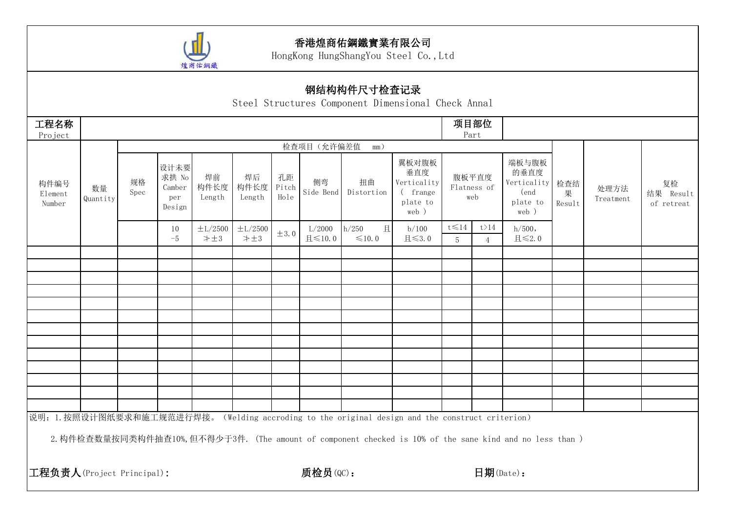**香港煌商佑鋼鐵實業有限公司**

HongKong HungShangYou Steel Co.,Ltd

## 钢结构构件尺寸检查记录

Steel Structures Component Dimensional Check Annal

| **工程名称** Project | | | | | | | | | | **项目部位** Part | | | | | | |
|---|---|---|---|---|---|---|---|---|---|---|---|---|---|---|---|---|
| 构件编号 Element Number | 数量 Quantity | 检查项目（允许偏差值 mm） | | | | | | | | | | | 检查结果 Result | 处理方法 Treatment | 复检 结果 Result of retreat | |
| | | 规格 Spec | 设计未要求拱 No Camber per Design | 焊前 构件长度 Length | 焊后 构件长度 Length | 孔距 Pitch Hole | 侧弯 Side Bend | 扭曲 Distortion | 翼板对腹板垂直度 Verticality ( frange plate to web ) | 腹板平直度 Flatness of web | | 端板与腹板的垂直度 Verticality (end plate to web ) | | | | |
| | | | 10 -5 | ±L/2500 ≯±3 | ±L/2500 ≯±3 | ±3.0 | L/2000 且≤10.0 | h/250 且≤10.0 | b/100 且≤3.0 | t≤14 5 | t>14 4 | h/500, 且≤2.0 | | | | |
| | | | | | | | | | | | | | | | | |
| | | | | | | | | | | | | | | | | |
| | | | | | | | | | | | | | | | | |
| | | | | | | | | | | | | | | | | |
| | | | | | | | | | | | | | | | | |
| | | | | | | | | | | | | | | | | |
| | | | | | | | | | | | | | | | | |
| | | | | | | | | | | | | | | | | |
| | | | | | | | | | | | | | | | | |
| | | | | | | | | | | | | | | | | |
| | | | | | | | | | | | | | | | | |
| | | | | | | | | | | | | | | | | |
| | | | | | | | | | | | | | | | | |

说明：1.按照设计图纸要求和施工规范进行焊接。（Welding accroding to the original design and the construct criterion）

2.构件检查数量按同类构件抽查10%,但不得少于3件.（The amount of component checked is 10% of the sane kind and no less than ）

**工程负责人**(Project Principal)： **质检员**(QC)： **日期**(Date)：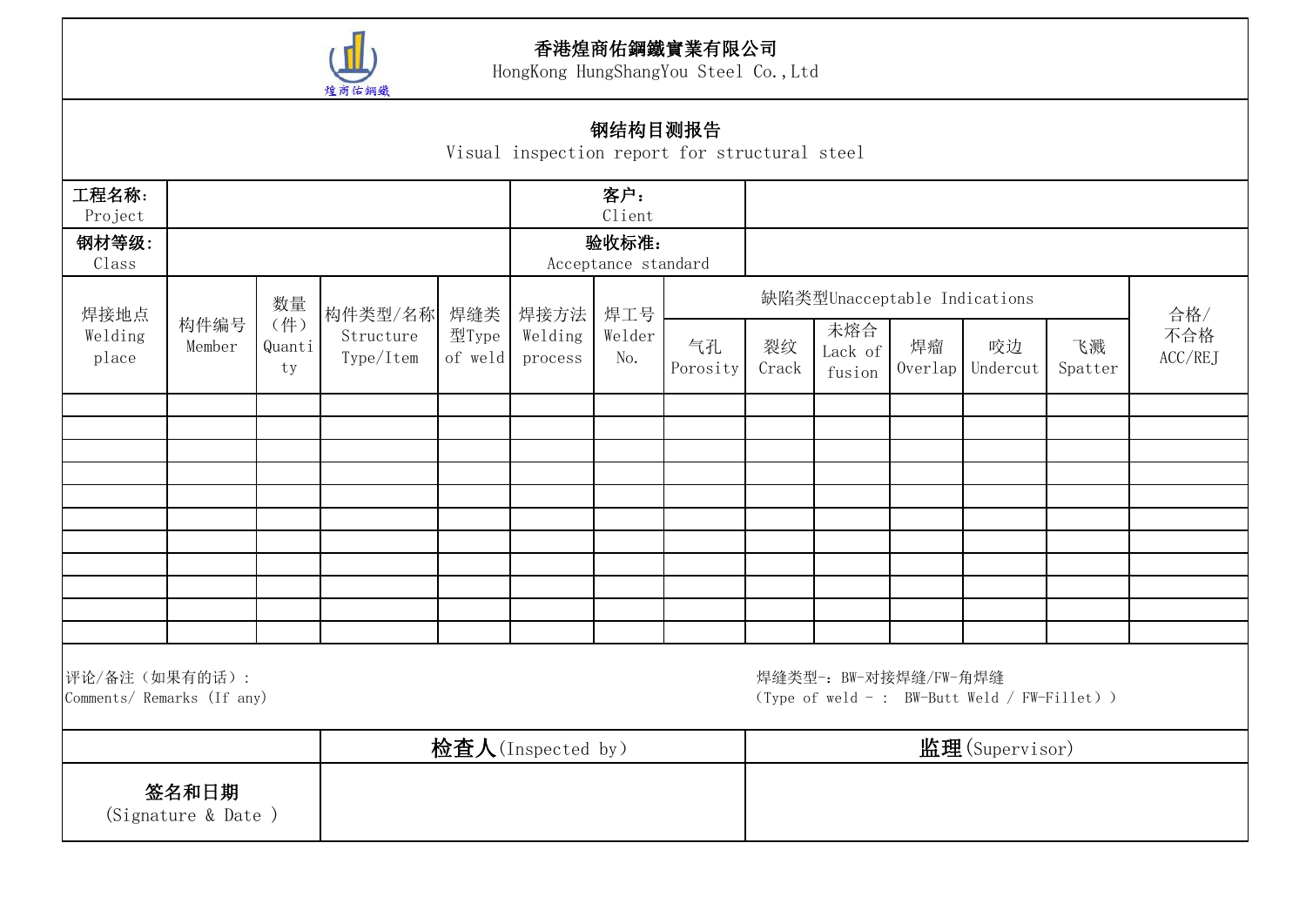**香港煌商佑鋼鐵實業有限公司**
HongKong HungShangYou Steel Co.,Ltd

## 钢结构目测报告
Visual inspection report for structural steel

| **工程名称:** Project | | **客户:** Client | |
|---|---|---|---|
| **钢材等级:** Class | | **验收标准:** Acceptance standard | |

| 焊接地点 Welding place | 构件编号 Member | 数量(件) Quantity | 构件类型/名称 Structure Type/Item | 焊缝类型Type of weld | 焊接方法 Welding process | 焊工号 Welder No. | 缺陷类型Unacceptable Indications | | | | | | 合格/不合格 ACC/REJ |
|---|---|---|---|---|---|---|---|---|---|---|---|---|---|
| | | | | | | | 气孔 Porosity | 裂纹 Crack | 未熔合 Lack of fusion | 焊瘤 Overlap | 咬边 Undercut | 飞溅 Spatter | |
| | | | | | | | | | | | | | |
| | | | | | | | | | | | | | |
| | | | | | | | | | | | | | |
| | | | | | | | | | | | | | |
| | | | | | | | | | | | | | |
| | | | | | | | | | | | | | |
| | | | | | | | | | | | | | |
| | | | | | | | | | | | | | |
| | | | | | | | | | | | | | |
| | | | | | | | | | | | | | |
| | | | | | | | | | | | | | |

评论/备注(如果有的话):
Comments/ Remarks (If any)

焊缝类型-:BW-对接焊缝/FW-角焊缝
(Type of weld - : BW-Butt Weld / FW-Fillet))

| | **检查人**(Inspected by) | **监理**(Supervisor) |
|---|---|---|
| **签名和日期** (Signature & Date ) | | |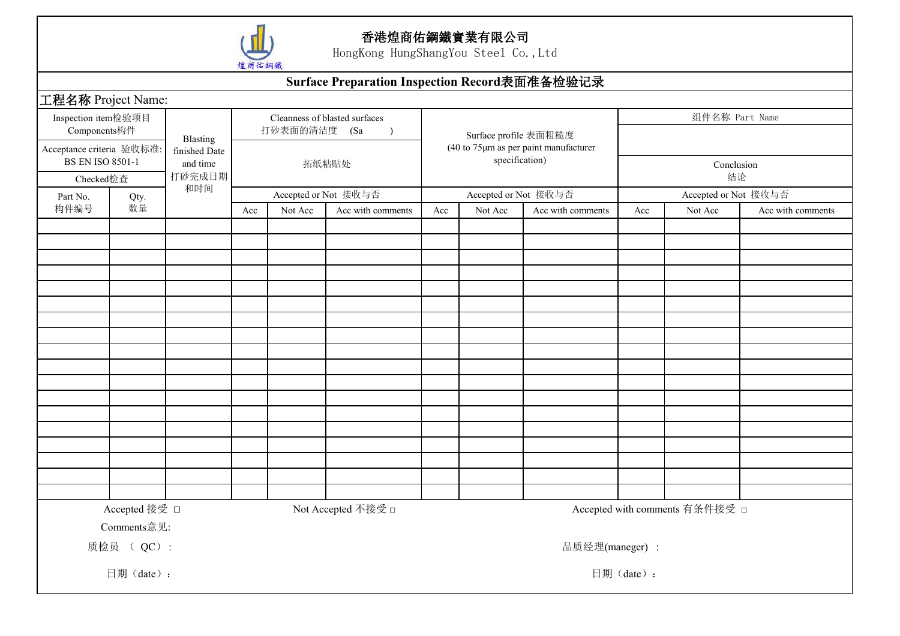香港煌商佑鋼鐵實業有限公司
HongKong HungShangYou Steel Co.,Ltd

## Surface Preparation Inspection Record表面准备检验记录

工程名称 Project Name:

| Inspection item检验项目 Components构件 | | Blasting finished Date and time 打砂完成日期和时间 | Cleanness of blasted surfaces 打砂表面的清洁度 (Sa ) | | | Surface profile 表面粗糙度 (40 to 75μm as per paint manufacturer specification) | | | 组件名称 Part Name | | |
|---|---|---|---|---|---|---|---|---|---|---|---|
| Acceptance criteria 验收标准: BS EN ISO 8501-1 | | | 拓纸粘贴处 | | | | | | | | |
| Checked检查 | | | | | | | | | Conclusion 结论 | | |
| Part No. 构件编号 | Qty. 数量 | | Accepted or Not 接收与否 | | | Accepted or Not 接收与否 | | | Accepted or Not 接收与否 | | |
| | | | Acc | Not Acc | Acc with comments | Acc | Not Acc | Acc with comments | Acc | Not Acc | Acc with comments |
| | | | | | | | | | | | |
| | | | | | | | | | | | |
| | | | | | | | | | | | |
| | | | | | | | | | | | |
| | | | | | | | | | | | |
| | | | | | | | | | | | |
| | | | | | | | | | | | |
| | | | | | | | | | | | |
| | | | | | | | | | | | |
| | | | | | | | | | | | |
| | | | | | | | | | | | |
| | | | | | | | | | | | |
| | | | | | | | | | | | |
| | | | | | | | | | | | |
| | | | | | | | | | | | |
| | | | | | | | | | | | |
| | | | | | | | | | | | |
| | | | | | | | | | | | |

Accepted 接受 □　　Not Accepted 不接受 □　　Accepted with comments 有条件接受 □

Comments意见:

质检员 （ QC）：　　品质经理(maneger) ：

日期（date）：　　日期（date）：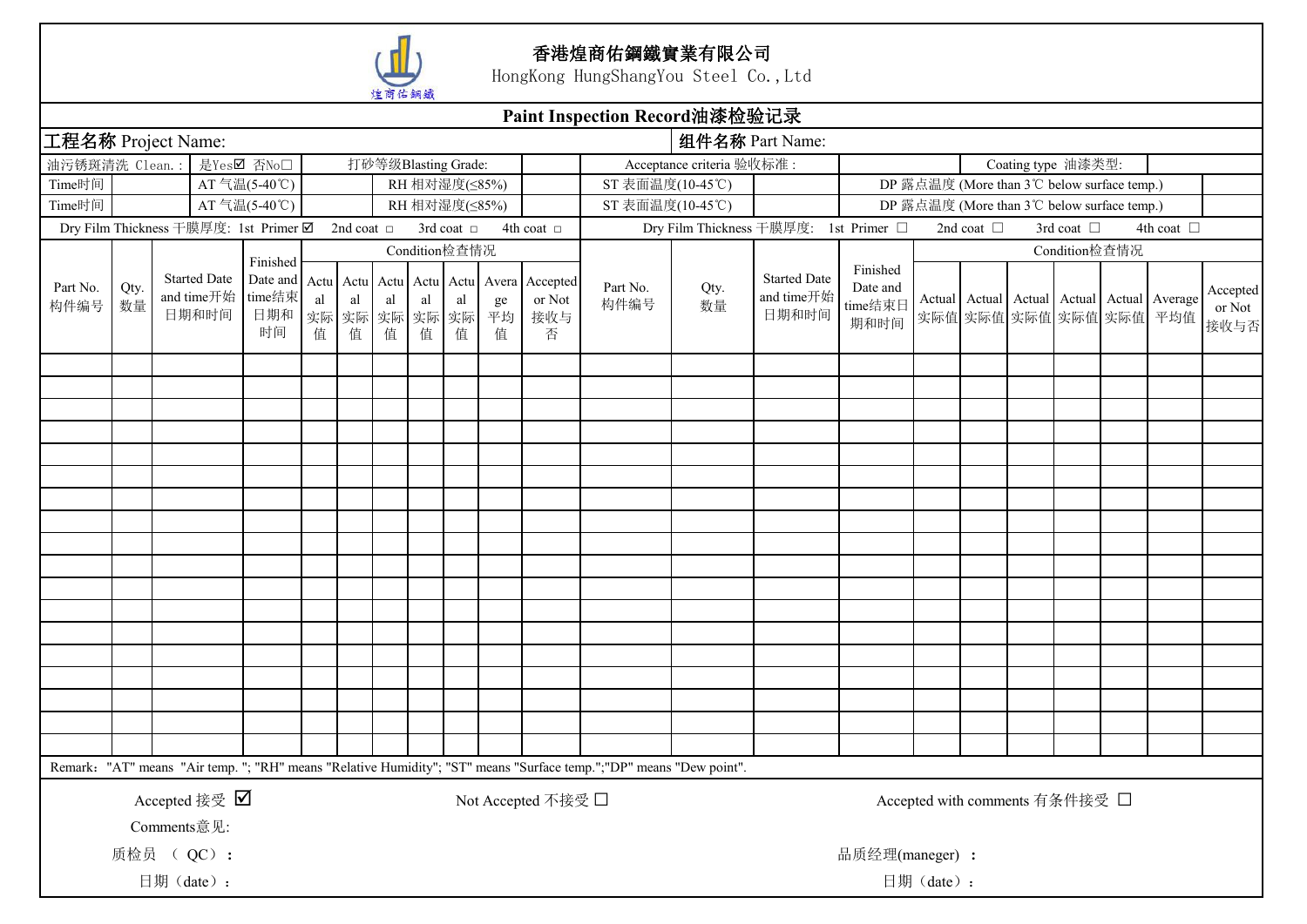**香港煌商佑鋼鐵實業有限公司**
HongKong HungShangYou Steel Co.,Ltd

## Paint Inspection Record油漆检验记录

| 工程名称 Project Name: | 组件名称 Part Name: |
|---|---|

| 油污锈斑清洗 Clean.: | 是Yes☑ 否No☐ | 打砂等级Blasting Grade: | | Acceptance criteria 验收标准 : | | Coating type 油漆类型: | |
|---|---|---|---|---|---|---|---|
| Time时间 | AT 气温(5-40℃) | RH 相对湿度(≤85%) | | ST 表面温度(10-45℃) | | DP 露点温度 (More than 3℃ below surface temp.) | |
| Time时间 | AT 气温(5-40℃) | RH 相对湿度(≤85%) | | ST 表面温度(10-45℃) | | DP 露点温度 (More than 3℃ below surface temp.) | |

Dry Film Thickness 干膜厚度: 1st Primer ☑ 2nd coat ☐ 3rd coat ☐ 4th coat ☐ | Dry Film Thickness 干膜厚度: 1st Primer ☐ 2nd coat ☐ 3rd coat ☐ 4th coat ☐

| Part No. 构件编号 | Qty. 数量 | Started Date and time开始日期和时间 | Finished Date and time结束日期和时间 | Condition检查情况 | | | | | | | Part No. 构件编号 | Qty. 数量 | Started Date and time开始日期和时间 | Finished Date and time结束日期和时间 | Condition检查情况 | | | | | | |
|---|---|---|---|---|---|---|---|---|---|---|---|---|---|---|---|---|---|---|---|---|---|
| | | | | Actual 实际值 | Actual 实际值 | Actual 实际值 | Actual 实际值 | Actual 实际值 | Average 平均值 | Accepted or Not 接收与否 | | | | | Actual 实际值 | Actual 实际值 | Actual 实际值 | Actual 实际值 | Actual 实际值 | Average 平均值 | Accepted or Not 接收与否 |
| | | | | | | | | | | | | | | | | | | | | | |
| | | | | | | | | | | | | | | | | | | | | | |
| | | | | | | | | | | | | | | | | | | | | | |
| | | | | | | | | | | | | | | | | | | | | | |
| | | | | | | | | | | | | | | | | | | | | | |
| | | | | | | | | | | | | | | | | | | | | | |
| | | | | | | | | | | | | | | | | | | | | | |
| | | | | | | | | | | | | | | | | | | | | | |
| | | | | | | | | | | | | | | | | | | | | | |
| | | | | | | | | | | | | | | | | | | | | | |
| | | | | | | | | | | | | | | | | | | | | | |
| | | | | | | | | | | | | | | | | | | | | | |
| | | | | | | | | | | | | | | | | | | | | | |
| | | | | | | | | | | | | | | | | | | | | | |
| | | | | | | | | | | | | | | | | | | | | | |
| | | | | | | | | | | | | | | | | | | | | | |
| | | | | | | | | | | | | | | | | | | | | | |
| | | | | | | | | | | | | | | | | | | | | | |

Remark: "AT" means "Air temp. "; "RH" means "Relative Humidity"; "ST" means "Surface temp.";"DP" means "Dew point".

Accepted 接受 ☑ Not Accepted 不接受 ☐ Accepted with comments 有条件接受 ☐

Comments意见:

质检员 （ QC）： 品质经理(maneger) ：

日期（date）： 日期（date）：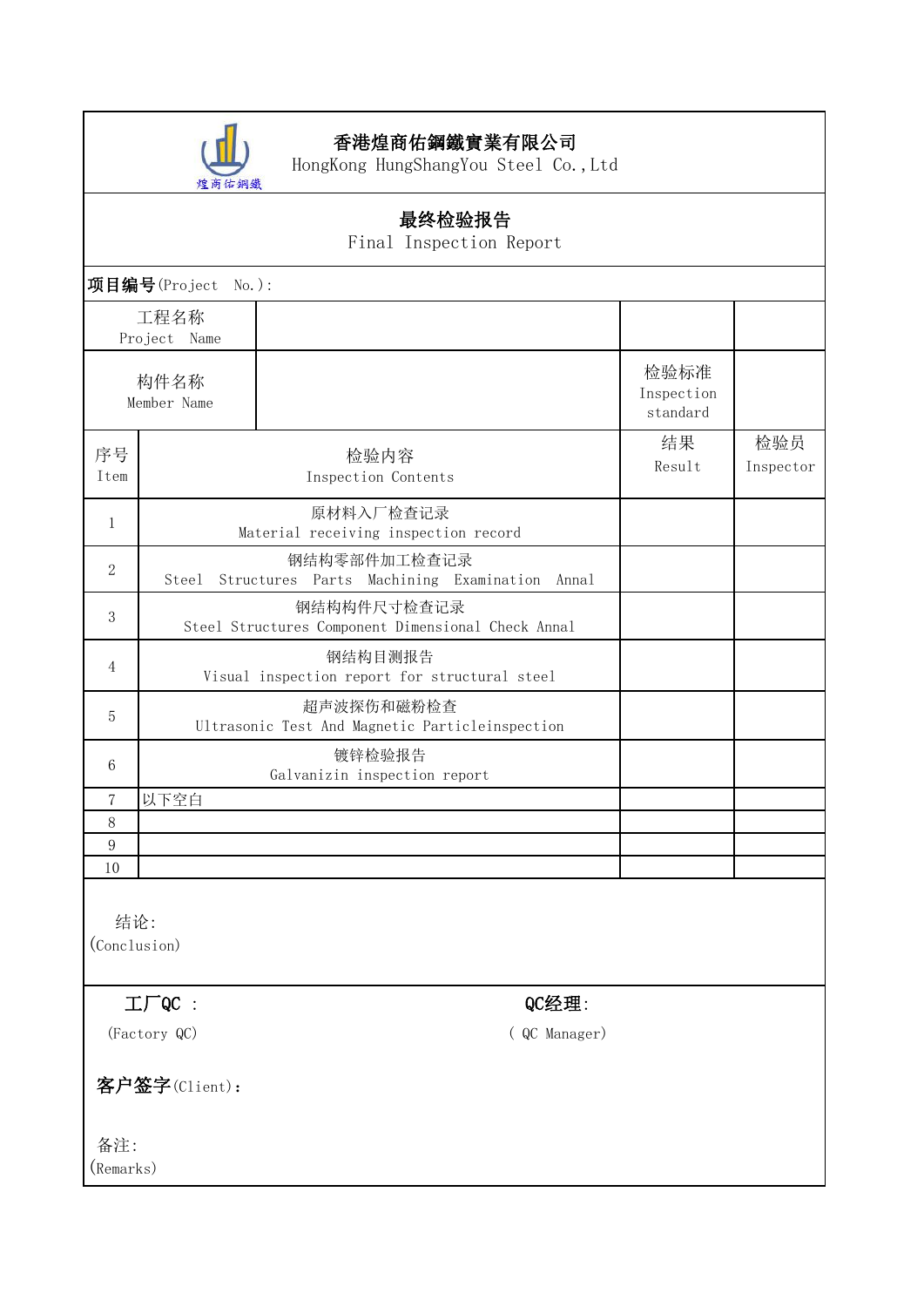**香港煌商佑鋼鐵實業有限公司**
HongKong HungShangYou Steel Co.,Ltd

## 最终检验报告
Final Inspection Report

**项目编号**(Project No.):

| 工程名称 Project Name | | | |
|---|---|---|---|
| 构件名称 Member Name | | 检验标准 Inspection standard | |

| 序号 Item | 检验内容 Inspection Contents | 结果 Result | 检验员 Inspector |
|---|---|---|---|
| 1 | 原材料入厂检查记录 Material receiving inspection record | | |
| 2 | 钢结构零部件加工检查记录 Steel Structures Parts Machining Examination Annal | | |
| 3 | 钢结构构件尺寸检查记录 Steel Structures Component Dimensional Check Annal | | |
| 4 | 钢结构目测报告 Visual inspection report for structural steel | | |
| 5 | 超声波探伤和磁粉检查 Ultrasonic Test And Magnetic Particleinspection | | |
| 6 | 镀锌检验报告 Galvanizin inspection report | | |
| 7 | 以下空白 | | |
| 8 | | | |
| 9 | | | |
| 10 | | | |

结论:
(Conclusion)

**工厂QC** :
(Factory QC)

**QC经理**:
( QC Manager)

**客户签字**(Client):

备注:
(Remarks)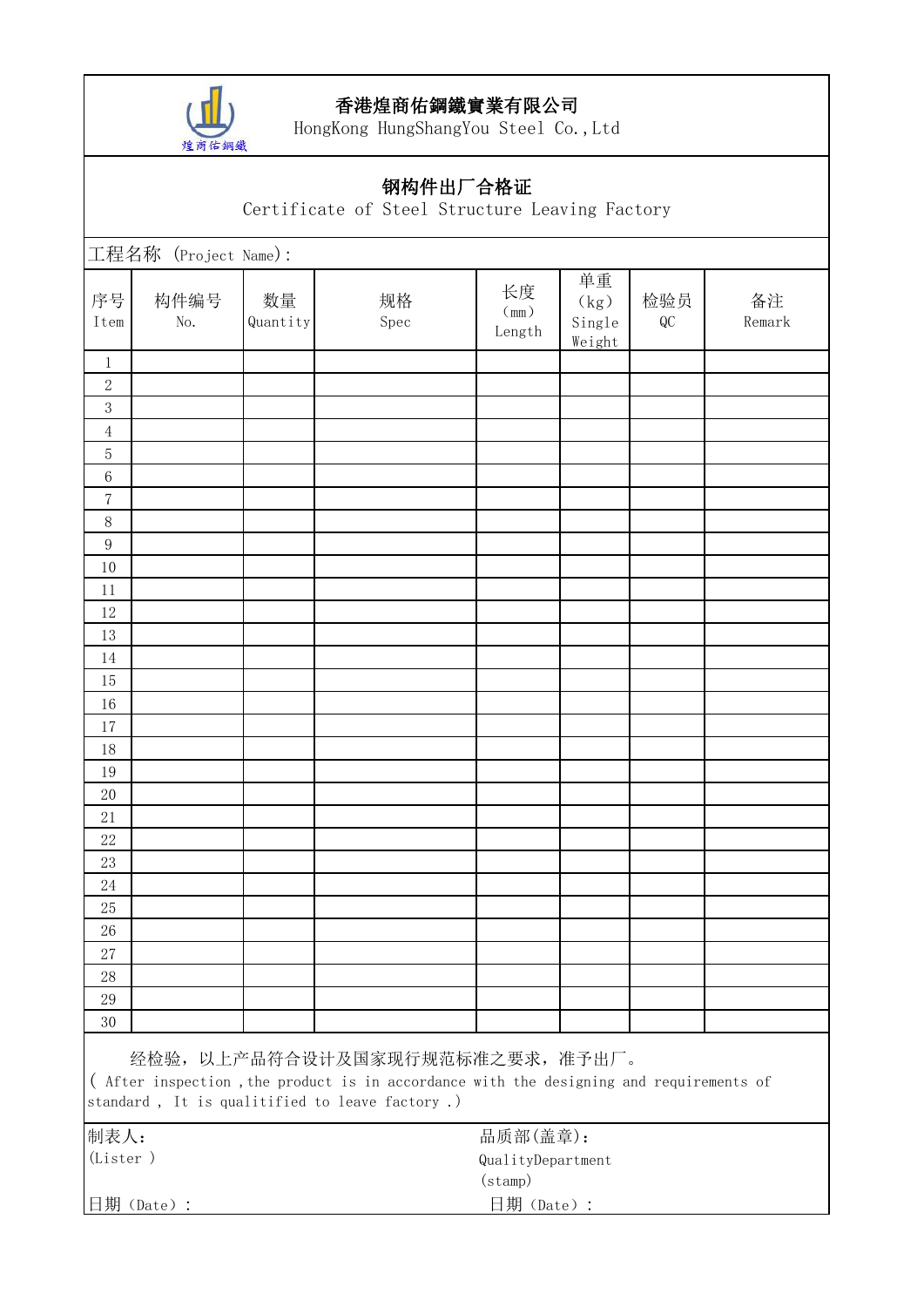煌商佑鋼鐵

# 香港煌商佑鋼鐵實業有限公司

HongKong HungShangYou Steel Co.,Ltd

## 钢构件出厂合格证

Certificate of Steel Structure Leaving Factory

工程名称 (Project Name):

| 序号 Item | 构件编号 No. | 数量 Quantity | 规格 Spec | 长度 (mm) Length | 单重 (kg) Single Weight | 检验员 QC | 备注 Remark |
|---|---|---|---|---|---|---|---|
| 1 | | | | | | | |
| 2 | | | | | | | |
| 3 | | | | | | | |
| 4 | | | | | | | |
| 5 | | | | | | | |
| 6 | | | | | | | |
| 7 | | | | | | | |
| 8 | | | | | | | |
| 9 | | | | | | | |
| 10 | | | | | | | |
| 11 | | | | | | | |
| 12 | | | | | | | |
| 13 | | | | | | | |
| 14 | | | | | | | |
| 15 | | | | | | | |
| 16 | | | | | | | |
| 17 | | | | | | | |
| 18 | | | | | | | |
| 19 | | | | | | | |
| 20 | | | | | | | |
| 21 | | | | | | | |
| 22 | | | | | | | |
| 23 | | | | | | | |
| 24 | | | | | | | |
| 25 | | | | | | | |
| 26 | | | | | | | |
| 27 | | | | | | | |
| 28 | | | | | | | |
| 29 | | | | | | | |
| 30 | | | | | | | |

经检验，以上产品符合设计及国家现行规范标准之要求，准予出厂。
( After inspection ,the product is in accordance with the designing and requirements of standard , It is qualitified to leave factory .)

制表人:
(Lister )

日期 (Date) :

品质部(盖章):
QualityDepartment
(stamp)

日期 (Date) :